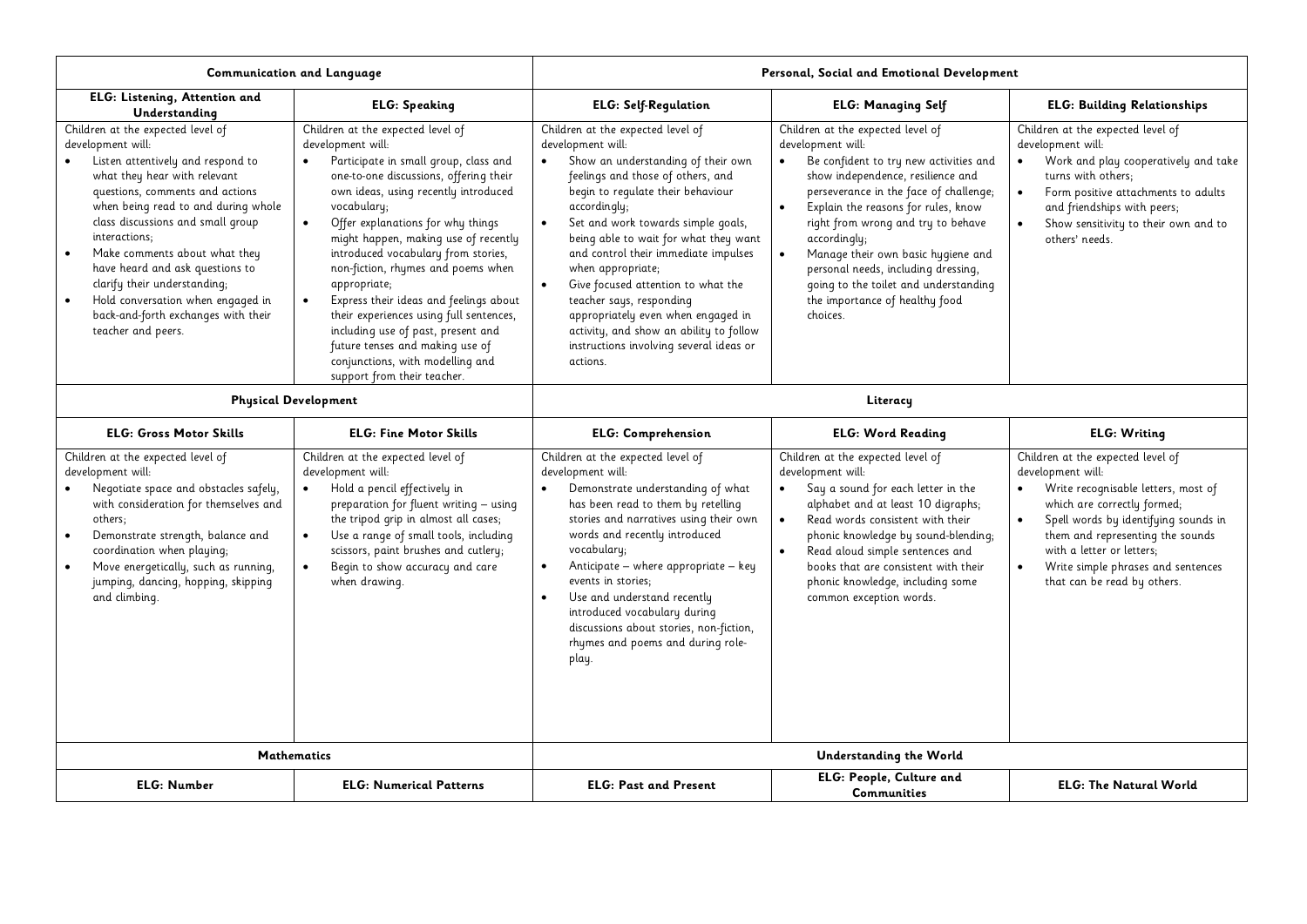| Communication and Language | | Personal, Social and Emotional Development | | |
|---|---|---|---|---|
| **ELG: Listening, Attention and Understanding** | **ELG: Speaking** | **ELG: Self-Regulation** | **ELG: Managing Self** | **ELG: Building Relationships** |
| Children at the expected level of development will:<br>• Listen attentively and respond to what they hear with relevant questions, comments and actions when being read to and during whole class discussions and small group interactions;<br>• Make comments about what they have heard and ask questions to clarify their understanding;<br>• Hold conversation when engaged in back-and-forth exchanges with their teacher and peers. | Children at the expected level of development will:<br>• Participate in small group, class and one-to-one discussions, offering their own ideas, using recently introduced vocabulary;<br>• Offer explanations for why things might happen, making use of recently introduced vocabulary from stories, non-fiction, rhymes and poems when appropriate;<br>• Express their ideas and feelings about their experiences using full sentences, including use of past, present and future tenses and making use of conjunctions, with modelling and support from their teacher. | Children at the expected level of development will:<br>• Show an understanding of their own feelings and those of others, and begin to regulate their behaviour accordingly;<br>• Set and work towards simple goals, being able to wait for what they want and control their immediate impulses when appropriate;<br>• Give focused attention to what the teacher says, responding appropriately even when engaged in activity, and show an ability to follow instructions involving several ideas or actions. | Children at the expected level of development will:<br>• Be confident to try new activities and show independence, resilience and perseverance in the face of challenge;<br>• Explain the reasons for rules, know right from wrong and try to behave accordingly;<br>• Manage their own basic hygiene and personal needs, including dressing, going to the toilet and understanding the importance of healthy food choices. | Children at the expected level of development will:<br>• Work and play cooperatively and take turns with others;<br>• Form positive attachments to adults and friendships with peers;<br>• Show sensitivity to their own and to others' needs. |
| **Physical Development** | | **Literacy** | | |
| **ELG: Gross Motor Skills** | **ELG: Fine Motor Skills** | **ELG: Comprehension** | **ELG: Word Reading** | **ELG: Writing** |
| Children at the expected level of development will:<br>• Negotiate space and obstacles safely, with consideration for themselves and others;<br>• Demonstrate strength, balance and coordination when playing;<br>• Move energetically, such as running, jumping, dancing, hopping, skipping and climbing. | Children at the expected level of development will:<br>• Hold a pencil effectively in preparation for fluent writing – using the tripod grip in almost all cases;<br>• Use a range of small tools, including scissors, paint brushes and cutlery;<br>• Begin to show accuracy and care when drawing. | Children at the expected level of development will:<br>• Demonstrate understanding of what has been read to them by retelling stories and narratives using their own words and recently introduced vocabulary;<br>• Anticipate – where appropriate – key events in stories;<br>• Use and understand recently introduced vocabulary during discussions about stories, non-fiction, rhymes and poems and during role-play. | Children at the expected level of development will:<br>• Say a sound for each letter in the alphabet and at least 10 digraphs;<br>• Read words consistent with their phonic knowledge by sound-blending;<br>• Read aloud simple sentences and books that are consistent with their phonic knowledge, including some common exception words. | Children at the expected level of development will:<br>• Write recognisable letters, most of which are correctly formed;<br>• Spell words by identifying sounds in them and representing the sounds with a letter or letters;<br>• Write simple phrases and sentences that can be read by others. |
| **Mathematics** | | **Understanding the World** | | |
| **ELG: Number** | **ELG: Numerical Patterns** | **ELG: Past and Present** | **ELG: People, Culture and Communities** | **ELG: The Natural World** |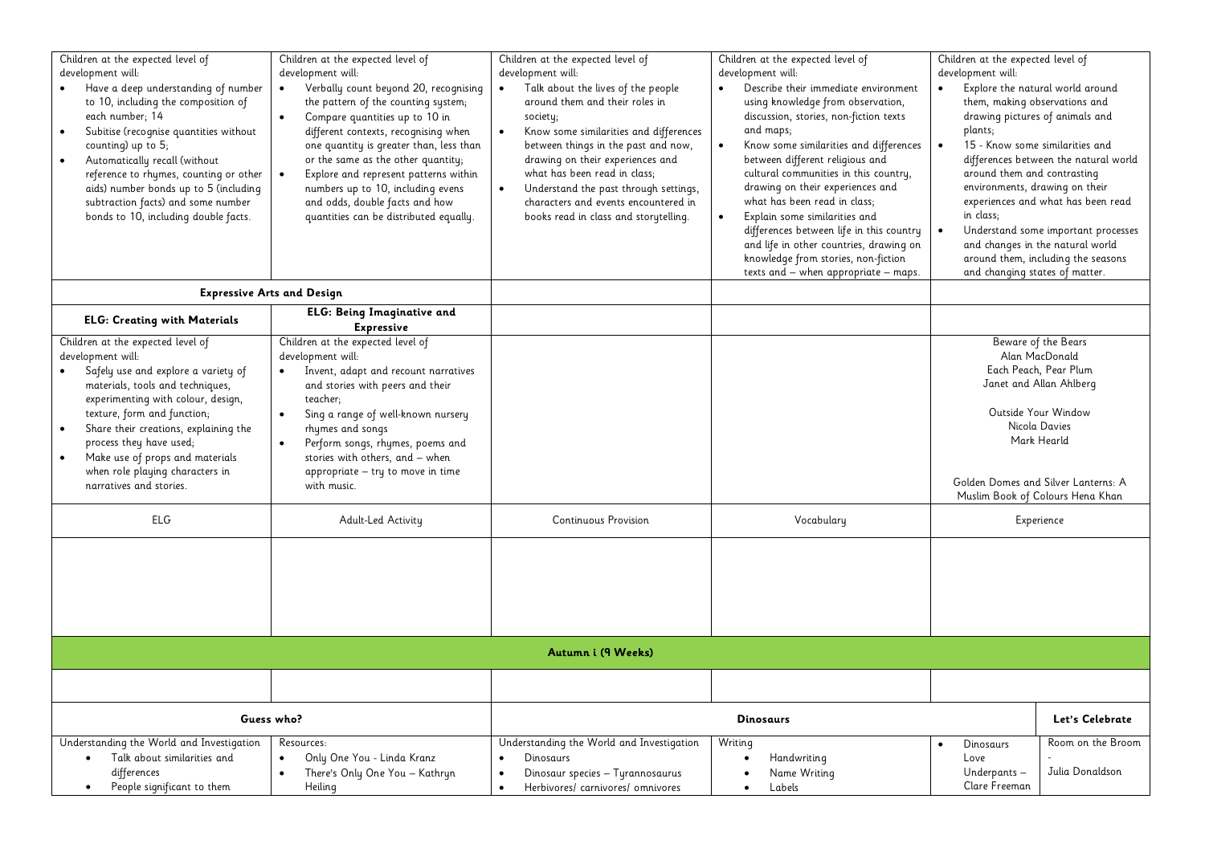| | | | | |
|---|---|---|---|---|
| Children at the expected level of development will:<br>• Have a deep understanding of number to 10, including the composition of each number; 14<br>• Subitise (recognise quantities without counting) up to 5;<br>• Automatically recall (without reference to rhymes, counting or other aids) number bonds up to 5 (including subtraction facts) and some number bonds to 10, including double facts. | Children at the expected level of development will:<br>• Verbally count beyond 20, recognising the pattern of the counting system;<br>• Compare quantities up to 10 in different contexts, recognising when one quantity is greater than, less than or the same as the other quantity;<br>• Explore and represent patterns within numbers up to 10, including evens and odds, double facts and how quantities can be distributed equally. | Children at the expected level of development will:<br>• Talk about the lives of the people around them and their roles in society;<br>• Know some similarities and differences between things in the past and now, drawing on their experiences and what has been read in class;<br>• Understand the past through settings, characters and events encountered in books read in class and storytelling. | Children at the expected level of development will:<br>• Describe their immediate environment using knowledge from observation, discussion, stories, non-fiction texts and maps;<br>• Know some similarities and differences between different religious and cultural communities in this country, drawing on their experiences and what has been read in class;<br>• Explain some similarities and differences between life in this country and life in other countries, drawing on knowledge from stories, non-fiction texts and – when appropriate – maps. | Children at the expected level of development will:<br>• Explore the natural world around them, making observations and drawing pictures of animals and plants;<br>• 15 - Know some similarities and differences between the natural world around them and contrasting environments, drawing on their experiences and what has been read in class;<br>• Understand some important processes and changes in the natural world around them, including the seasons and changing states of matter. |
| **Expressive Arts and Design** | | | | |
| **ELG: Creating with Materials** | **ELG: Being Imaginative and Expressive** | | | |
| Children at the expected level of development will:<br>• Safely use and explore a variety of materials, tools and techniques, experimenting with colour, design, texture, form and function;<br>• Share their creations, explaining the process they have used;<br>• Make use of props and materials when role playing characters in narratives and stories. | Children at the expected level of development will:<br>• Invent, adapt and recount narratives and stories with peers and their teacher;<br>• Sing a range of well-known nursery rhymes and songs<br>• Perform songs, rhymes, poems and stories with others, and – when appropriate – try to move in time with music. | | | Beware of the Bears<br>Alan MacDonald<br>Each Peach, Pear Plum<br>Janet and Allan Ahlberg<br><br>Outside Your Window<br>Nicola Davies<br>Mark Hearld<br><br>Golden Domes and Silver Lanterns: A Muslim Book of Colours Hena Khan |
| ELG | Adult-Led Activity | Continuous Provision | Vocabulary | Experience |
| | | | | |

## Autumn i (9 Weeks)

| Guess who? | | Dinosaurs | | | Let's Celebrate |
|---|---|---|---|---|---|
| Understanding the World and Investigation<br>• Talk about similarities and differences<br>• People significant to them | Resources:<br>• Only One You - Linda Kranz<br>• There's Only One You – Kathryn Heiling | Understanding the World and Investigation<br>• Dinosaurs<br>• Dinosaur species – Tyrannosaurus<br>• Herbivores/ carnivores/ omnivores | Writing<br>• Handwriting<br>• Name Writing<br>• Labels | • Dinosaurs Love Underpants – Clare Freeman | Room on the Broom<br>-<br>Julia Donaldson |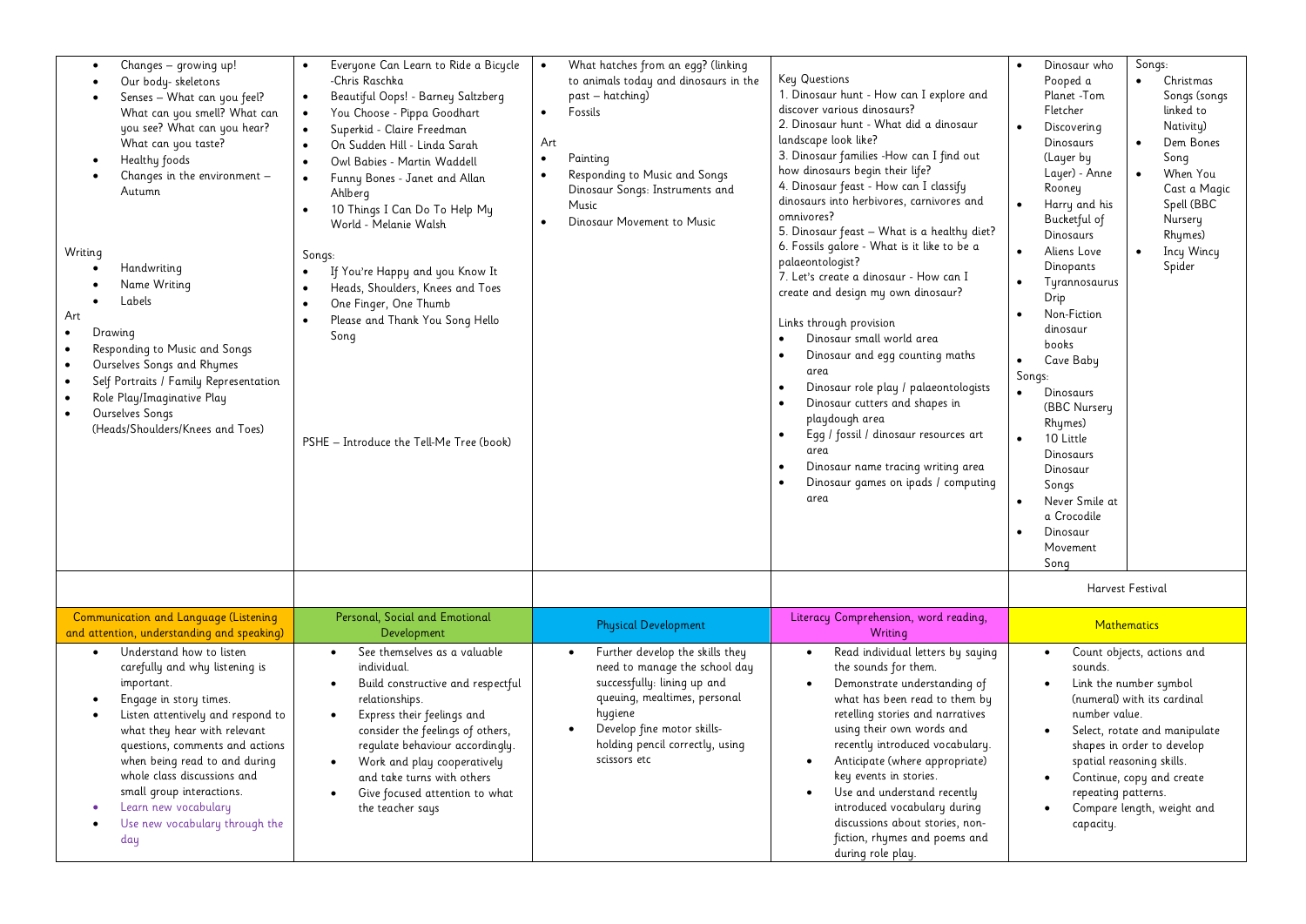| | | | | | |
|---|---|---|---|---|---|
| • Changes – growing up!<br>• Our body- skeletons<br>• Senses – What can you feel? What can you smell? What can you see? What can you hear? What can you taste?<br>• Healthy foods<br>• Changes in the environment – Autumn<br><br>Writing<br>• Handwriting<br>• Name Writing<br>• Labels<br>Art<br>• Drawing<br>• Responding to Music and Songs<br>• Ourselves Songs and Rhymes<br>• Self Portraits / Family Representation<br>• Role Play/Imaginative Play<br>• Ourselves Songs (Heads/Shoulders/Knees and Toes) | • Everyone Can Learn to Ride a Bicycle -Chris Raschka<br>• Beautiful Oops! - Barney Saltzberg<br>• You Choose - Pippa Goodhart<br>• Superkid - Claire Freedman<br>• On Sudden Hill - Linda Sarah<br>• Owl Babies - Martin Waddell<br>• Funny Bones - Janet and Allan Ahlberg<br>• 10 Things I Can Do To Help My World - Melanie Walsh<br><br>Songs:<br>• If You're Happy and you Know It<br>• Heads, Shoulders, Knees and Toes<br>• One Finger, One Thumb<br>• Please and Thank You Song Hello Song<br><br>PSHE – Introduce the Tell-Me Tree (book) | • What hatches from an egg? (linking to animals today and dinosaurs in the past – hatching)<br>• Fossils<br><br>Art<br>• Painting<br>• Responding to Music and Songs Dinosaur Songs: Instruments and Music<br>• Dinosaur Movement to Music | Key Questions<br>1. Dinosaur hunt - How can I explore and discover various dinosaurs?<br>2. Dinosaur hunt - What did a dinosaur landscape look like?<br>3. Dinosaur families -How can I find out how dinosaurs begin their life?<br>4. Dinosaur feast - How can I classify dinosaurs into herbivores, carnivores and omnivores?<br>5. Dinosaur feast – What is a healthy diet?<br>6. Fossils galore - What is it like to be a palaeontologist?<br>7. Let's create a dinosaur - How can I create and design my own dinosaur?<br><br>Links through provision<br>• Dinosaur small world area<br>• Dinosaur and egg counting maths area<br>• Dinosaur role play / palaeontologists<br>• Dinosaur cutters and shapes in playdough area<br>• Egg / fossil / dinosaur resources art area<br>• Dinosaur name tracing writing area<br>• Dinosaur games on ipads / computing area | • Dinosaur who Pooped a Planet -Tom Fletcher<br>• Discovering Dinosaurs (Layer by Layer) - Anne Rooney<br>• Harry and his Bucketful of Dinosaurs<br>• Aliens Love Dinopants<br>• Tyrannosaurus Drip<br>• Non-Fiction dinosaur books<br>• Cave Baby<br>Songs:<br>• Dinosaurs (BBC Nursery Rhymes)<br>• 10 Little Dinosaurs Dinosaur Songs<br>• Never Smile at a Crocodile<br>• Dinosaur Movement Song | Songs:<br>• Christmas Songs (songs linked to Nativity)<br>• Dem Bones Song<br>• When You Cast a Magic Spell (BBC Nursery Rhymes)<br>• Incy Wincy Spider |
| | | | | Harvest Festival | |

| Communication and Language (Listening and attention, understanding and speaking) | Personal, Social and Emotional Development | Physical Development | Literacy Comprehension, word reading, Writing | Mathematics |
|---|---|---|---|---|
| • Understand how to listen carefully and why listening is important.<br>• Engage in story times.<br>• Listen attentively and respond to what they hear with relevant questions, comments and actions when being read to and during whole class discussions and small group interactions.<br>• Learn new vocabulary<br>• Use new vocabulary through the day | • See themselves as a valuable individual.<br>• Build constructive and respectful relationships.<br>• Express their feelings and consider the feelings of others, regulate behaviour accordingly.<br>• Work and play cooperatively and take turns with others<br>• Give focused attention to what the teacher says | • Further develop the skills they need to manage the school day successfully: lining up and queuing, mealtimes, personal hygiene<br>• Develop fine motor skills- holding pencil correctly, using scissors etc | • Read individual letters by saying the sounds for them.<br>• Demonstrate understanding of what has been read to them by retelling stories and narratives using their own words and recently introduced vocabulary.<br>• Anticipate (where appropriate) key events in stories.<br>• Use and understand recently introduced vocabulary during discussions about stories, non-fiction, rhymes and poems and during role play. | • Count objects, actions and sounds.<br>• Link the number symbol (numeral) with its cardinal number value.<br>• Select, rotate and manipulate shapes in order to develop spatial reasoning skills.<br>• Continue, copy and create repeating patterns.<br>• Compare length, weight and capacity. |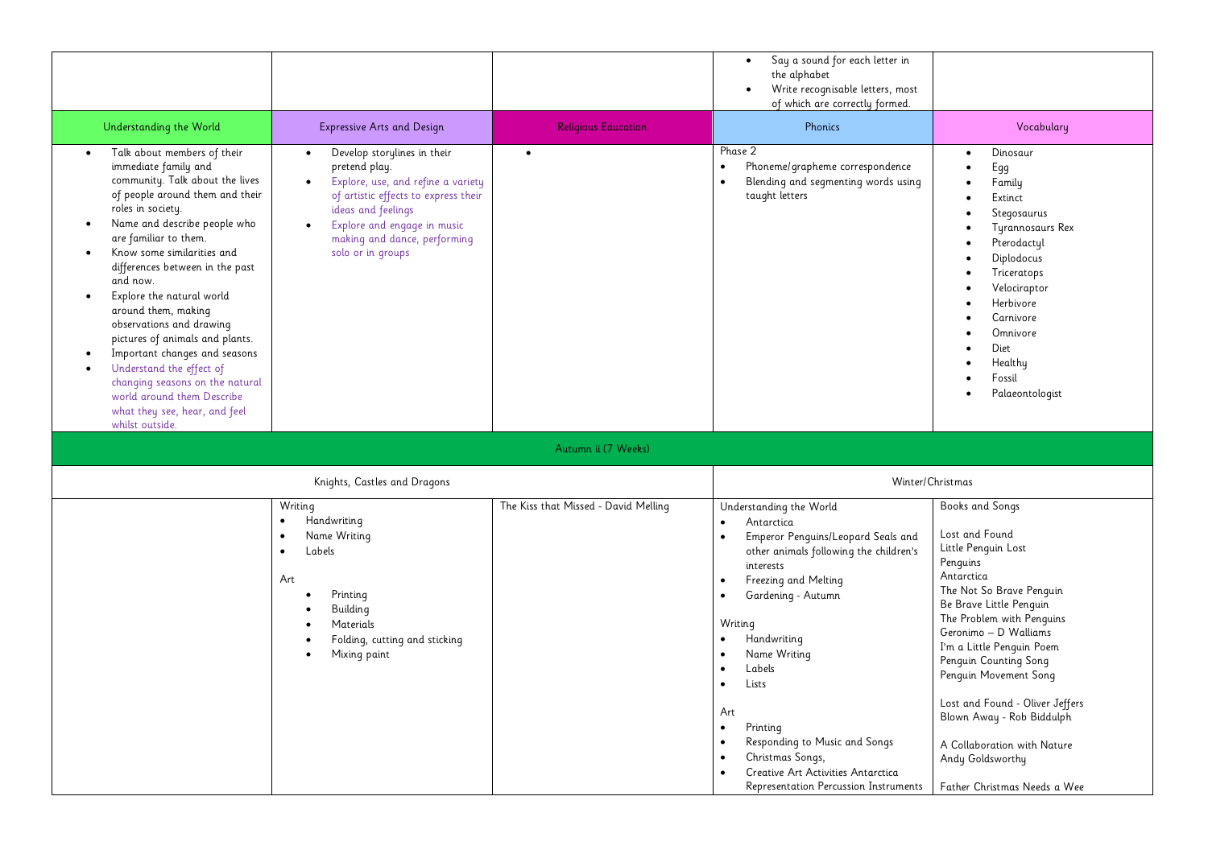| | | | | |
|---|---|---|---|---|
| | | | • Say a sound for each letter in the alphabet<br>• Write recognisable letters, most of which are correctly formed. | |
| Understanding the World | Expressive Arts and Design | Religious Education | Phonics | Vocabulary |
| • Talk about members of their immediate family and community. Talk about the lives of people around them and their roles in society.<br>• Name and describe people who are familiar to them.<br>• Know some similarities and differences between in the past and now.<br>• Explore the natural world around them, making observations and drawing pictures of animals and plants.<br>• Important changes and seasons<br>• Understand the effect of changing seasons on the natural world around them Describe what they see, hear, and feel whilst outside. | • Develop storylines in their pretend play.<br>• Explore, use, and refine a variety of artistic effects to express their ideas and feelings<br>• Explore and engage in music making and dance, performing solo or in groups | • | Phase 2<br>• Phoneme/grapheme correspondence<br>• Blending and segmenting words using taught letters | • Dinosaur<br>• Egg<br>• Family<br>• Extinct<br>• Stegosaurus<br>• Tyrannosaurs Rex<br>• Pterodactyl<br>• Diplodocus<br>• Triceratops<br>• Velociraptor<br>• Herbivore<br>• Carnivore<br>• Omnivore<br>• Diet<br>• Healthy<br>• Fossil<br>• Palaeontologist |
| Autumn ii (7 Weeks) | | | | |
| Knights, Castles and Dragons | | | Winter/Christmas | |
| | Writing<br>• Handwriting<br>• Name Writing<br>• Labels<br><br>Art<br>• Printing<br>• Building<br>• Materials<br>• Folding, cutting and sticking<br>• Mixing paint | The Kiss that Missed - David Melling | Understanding the World<br>• Antarctica<br>• Emperor Penguins/Leopard Seals and other animals following the children's interests<br>• Freezing and Melting<br>• Gardening - Autumn<br><br>Writing<br>• Handwriting<br>• Name Writing<br>• Labels<br>• Lists<br><br>Art<br>• Printing<br>• Responding to Music and Songs<br>• Christmas Songs,<br>• Creative Art Activities Antarctica Representation Percussion Instruments | Books and Songs<br><br>Lost and Found<br>Little Penguin Lost<br>Penguins<br>Antarctica<br>The Not So Brave Penguin<br>Be Brave Little Penguin<br>The Problem with Penguins<br>Geronimo – D Walliams<br>I'm a Little Penguin Poem<br>Penguin Counting Song<br>Penguin Movement Song<br><br>Lost and Found - Oliver Jeffers<br>Blown Away - Rob Biddulph<br><br>A Collaboration with Nature<br>Andy Goldsworthy<br><br>Father Christmas Needs a Wee |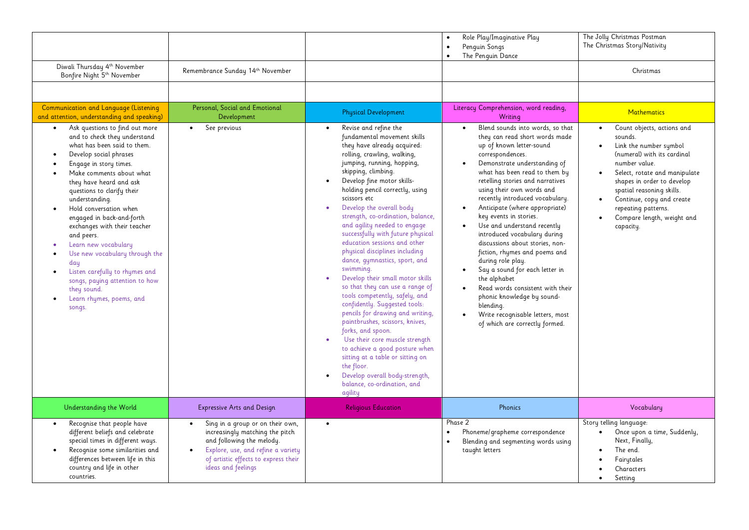| | | | | |
|---|---|---|---|---|
| | | | • Role Play/Imaginative Play<br>• Penguin Songs<br>• The Penguin Dance | The Jolly Christmas Postman<br>The Christmas Story/Nativity |
| Diwali Thursday 4th November<br>Bonfire Night 5th November | Remembrance Sunday 14th November | | | Christmas |
| | | | | |
| **Communication and Language (Listening and attention, understanding and speaking)** | **Personal, Social and Emotional Development** | **Physical Development** | **Literacy Comprehension, word reading, Writing** | **Mathematics** |
| • Ask questions to find out more and to check they understand what has been said to them.<br>• Develop social phrases<br>• Engage in story times.<br>• Make comments about what they have heard and ask questions to clarify their understanding.<br>• Hold conversation when engaged in back-and-forth exchanges with their teacher and peers.<br>• Learn new vocabulary<br>• Use new vocabulary through the day<br>• Listen carefully to rhymes and songs, paying attention to how they sound.<br>• Learn rhymes, poems, and songs. | • See previous | • Revise and refine the fundamental movement skills they have already acquired: rolling, crawling, walking, jumping, running, hopping, skipping, climbing.<br>• Develop fine motor skills- holding pencil correctly, using scissors etc<br>• Develop the overall body strength, co-ordination, balance, and agility needed to engage successfully with future physical education sessions and other physical disciplines including dance, gymnastics, sport, and swimming.<br>• Develop their small motor skills so that they can use a range of tools competently, safely, and confidently. Suggested tools: pencils for drawing and writing, paintbrushes, scissors, knives, forks, and spoon.<br>• Use their core muscle strength to achieve a good posture when sitting at a table or sitting on the floor.<br>• Develop overall body-strength, balance, co-ordination, and agility | • Blend sounds into words, so that they can read short words made up of known letter-sound correspondences.<br>• Demonstrate understanding of what has been read to them by retelling stories and narratives using their own words and recently introduced vocabulary.<br>• Anticipate (where appropriate) key events in stories.<br>• Use and understand recently introduced vocabulary during discussions about stories, non-fiction, rhymes and poems and during role play.<br>• Say a sound for each letter in the alphabet<br>• Read words consistent with their phonic knowledge by sound-blending.<br>• Write recognisable letters, most of which are correctly formed. | • Count objects, actions and sounds.<br>• Link the number symbol (numeral) with its cardinal number value.<br>• Select, rotate and manipulate shapes in order to develop spatial reasoning skills.<br>• Continue, copy and create repeating patterns.<br>• Compare length, weight and capacity. |
| **Understanding the World** | **Expressive Arts and Design** | **Religious Education** | **Phonics** | **Vocabulary** |
| • Recognise that people have different beliefs and celebrate special times in different ways.<br>• Recognise some similarities and differences between life in this country and life in other countries. | • Sing in a group or on their own, increasingly matching the pitch and following the melody.<br>• Explore, use, and refine a variety of artistic effects to express their ideas and feelings | • | Phase 2<br>• Phoneme/grapheme correspondence<br>• Blending and segmenting words using taught letters | Story telling language:<br>• Once upon a time, Suddenly, Next, Finally,<br>• The end.<br>• Fairytales<br>• Characters<br>• Setting |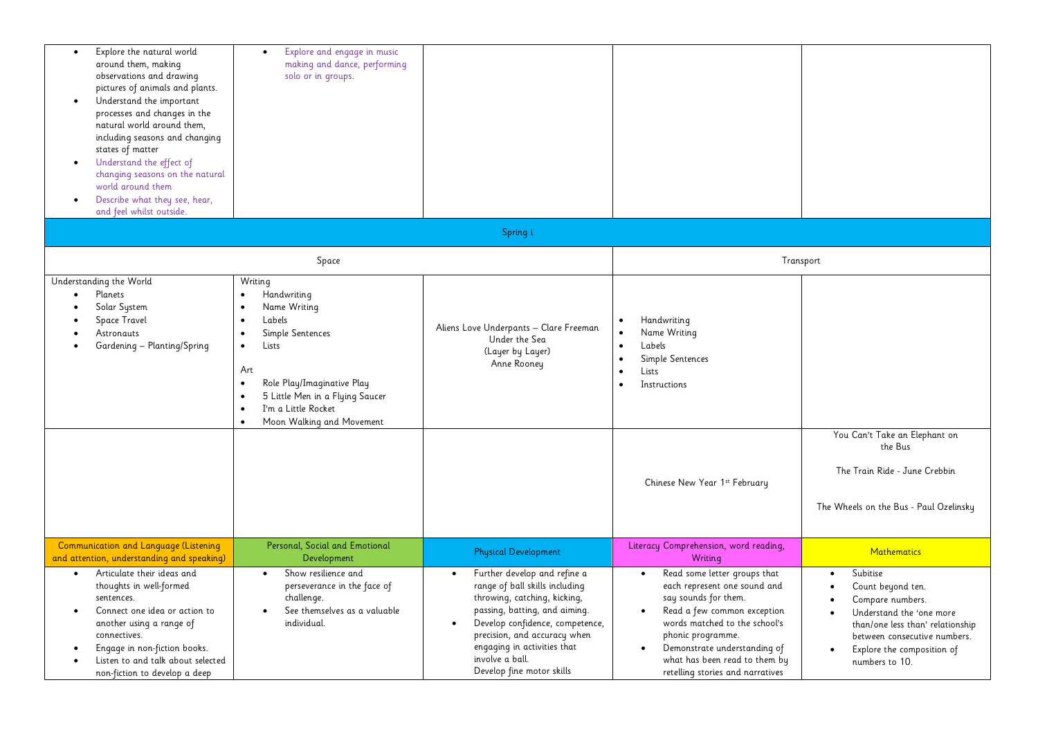| | | | | |
|---|---|---|---|---|
| • Explore the natural world around them, making observations and drawing pictures of animals and plants.<br>• Understand the important processes and changes in the natural world around them, including seasons and changing states of matter<br>• Understand the effect of changing seasons on the natural world around them<br>• Describe what they see, hear, and feel whilst outside. | • Explore and engage in music making and dance, performing solo or in groups. | | | |
| Spring i | | | | |
| Space | | | Transport | |
| Understanding the World<br>• Planets<br>• Solar System<br>• Space Travel<br>• Astronauts<br>• Gardening – Planting/Spring | Writing<br>• Handwriting<br>• Name Writing<br>• Labels<br>• Simple Sentences<br>• Lists<br><br>Art<br>• Role Play/Imaginative Play<br>• 5 Little Men in a Flying Saucer<br>• I'm a Little Rocket<br>• Moon Walking and Movement | Aliens Love Underpants – Clare Freeman<br>Under the Sea<br>(Layer by Layer)<br>Anne Rooney | • Handwriting<br>• Name Writing<br>• Labels<br>• Simple Sentences<br>• Lists<br>• Instructions | |
| | | | Chinese New Year 1st February | You Can't Take an Elephant on the Bus<br><br>The Train Ride - June Crebbin<br><br>The Wheels on the Bus - Paul Ozelinsky |
| Communication and Language (Listening and attention, understanding and speaking) | Personal, Social and Emotional Development | Physical Development | Literacy Comprehension, word reading, Writing | Mathematics |
| • Articulate their ideas and thoughts in well-formed sentences.<br>• Connect one idea or action to another using a range of connectives.<br>• Engage in non-fiction books.<br>• Listen to and talk about selected non-fiction to develop a deep | • Show resilience and perseverance in the face of challenge.<br>• See themselves as a valuable individual. | • Further develop and refine a range of ball skills including throwing, catching, kicking, passing, batting, and aiming.<br>• Develop confidence, competence, precision, and accuracy when engaging in activities that involve a ball.<br>Develop fine motor skills | • Read some letter groups that each represent one sound and say sounds for them.<br>• Read a few common exception words matched to the school's phonic programme.<br>• Demonstrate understanding of what has been read to them by retelling stories and narratives | • Subitise<br>• Count beyond ten.<br>• Compare numbers.<br>• Understand the 'one more than/one less than' relationship between consecutive numbers.<br>• Explore the composition of numbers to 10. |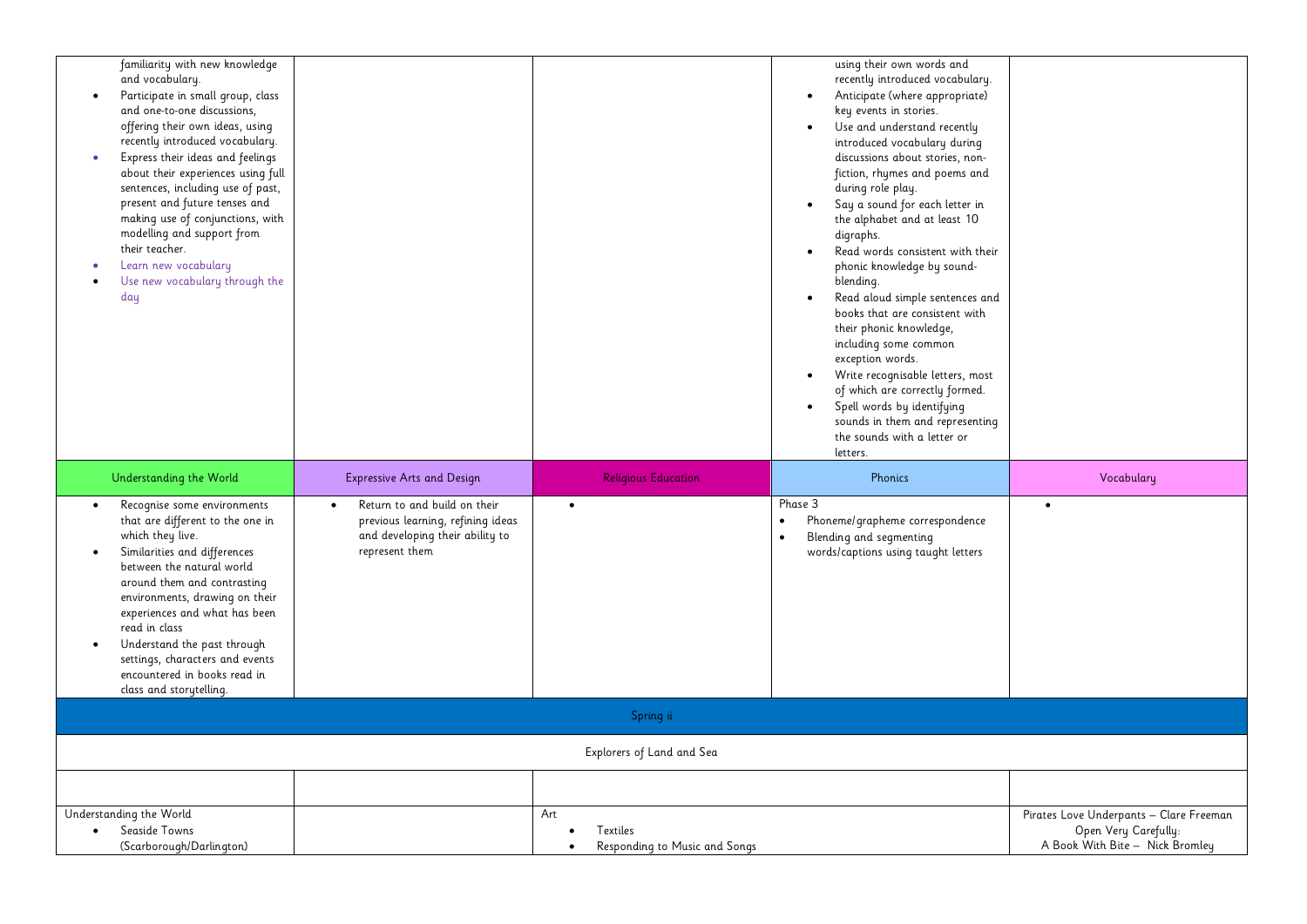| | | | | |
|---|---|---|---|---|
| familiarity with new knowledge and vocabulary.<br>• Participate in small group, class and one-to-one discussions, offering their own ideas, using recently introduced vocabulary.<br>• Express their ideas and feelings about their experiences using full sentences, including use of past, present and future tenses and making use of conjunctions, with modelling and support from their teacher.<br>• Learn new vocabulary<br>• Use new vocabulary through the day | | | using their own words and recently introduced vocabulary.<br>• Anticipate (where appropriate) key events in stories.<br>• Use and understand recently introduced vocabulary during discussions about stories, non-fiction, rhymes and poems and during role play.<br>• Say a sound for each letter in the alphabet and at least 10 digraphs.<br>• Read words consistent with their phonic knowledge by sound-blending.<br>• Read aloud simple sentences and books that are consistent with their phonic knowledge, including some common exception words.<br>• Write recognisable letters, most of which are correctly formed.<br>• Spell words by identifying sounds in them and representing the sounds with a letter or letters. | |
| Understanding the World | Expressive Arts and Design | Religious Education | Phonics | Vocabulary |
| • Recognise some environments that are different to the one in which they live.<br>• Similarities and differences between the natural world around them and contrasting environments, drawing on their experiences and what has been read in class<br>• Understand the past through settings, characters and events encountered in books read in class and storytelling. | • Return to and build on their previous learning, refining ideas and developing their ability to represent them | • | Phase 3<br>• Phoneme/grapheme correspondence<br>• Blending and segmenting words/captions using taught letters | • |
| Spring ii | | | | |
| Explorers of Land and Sea | | | | |
| | | | | |
| Understanding the World<br>• Seaside Towns (Scarborough/Darlington) | | Art<br>• Textiles<br>• Responding to Music and Songs | | Pirates Love Underpants – Clare Freeman<br>Open Very Carefully: A Book With Bite – Nick Bromley |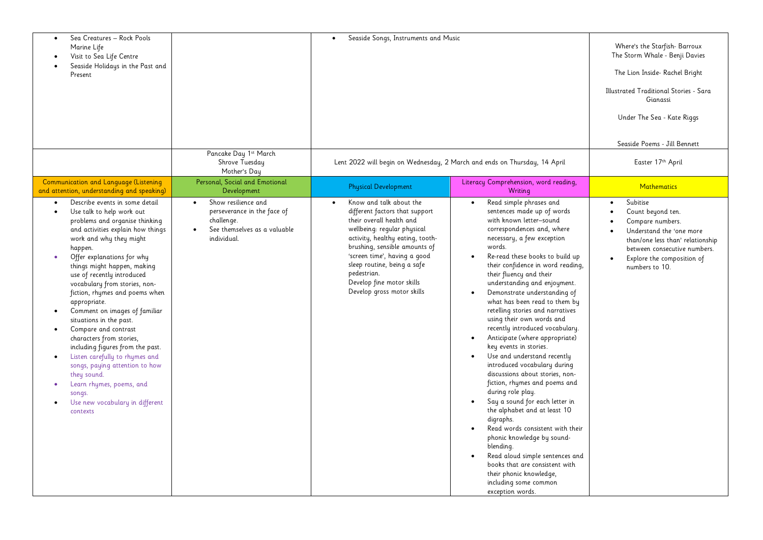| | | | | |
|---|---|---|---|---|
| • Sea Creatures – Rock Pools Marine Life<br>• Visit to Sea Life Centre<br>• Seaside Holidays in the Past and Present | | • Seaside Songs, Instruments and Music | | Where's the Starfish- Barroux<br>The Storm Whale - Benji Davies<br><br>The Lion Inside- Rachel Bright<br><br>Illustrated Traditional Stories - Sara Gianassi<br><br>Under The Sea - Kate Riggs<br><br>Seaside Poems - Jill Bennett |
| | Pancake Day 1st March<br>Shrove Tuesday<br>Mother's Day | Lent 2022 will begin on Wednesday, 2 March and ends on Thursday, 14 April | | Easter 17th April |
| **Communication and Language (Listening and attention, understanding and speaking)** | **Personal, Social and Emotional Development** | **Physical Development** | **Literacy Comprehension, word reading, Writing** | **Mathematics** |
| • Describe events in some detail<br>• Use talk to help work out problems and organise thinking and activities explain how things work and why they might happen.<br>• Offer explanations for why things might happen, making use of recently introduced vocabulary from stories, non-fiction, rhymes and poems when appropriate.<br>• Comment on images of familiar situations in the past.<br>• Compare and contrast characters from stories, including figures from the past.<br>• Listen carefully to rhymes and songs, paying attention to how they sound.<br>• Learn rhymes, poems, and songs.<br>• Use new vocabulary in different contexts | • Show resilience and perseverance in the face of challenge.<br>• See themselves as a valuable individual. | • Know and talk about the different factors that support their overall health and wellbeing: regular physical activity, healthy eating, tooth-brushing, sensible amounts of 'screen time', having a good sleep routine, being a safe pedestrian.<br>Develop fine motor skills<br>Develop gross motor skills | • Read simple phrases and sentences made up of words with known letter–sound correspondences and, where necessary, a few exception words.<br>• Re-read these books to build up their confidence in word reading, their fluency and their understanding and enjoyment.<br>• Demonstrate understanding of what has been read to them by retelling stories and narratives using their own words and recently introduced vocabulary.<br>• Anticipate (where appropriate) key events in stories.<br>• Use and understand recently introduced vocabulary during discussions about stories, non-fiction, rhymes and poems and during role play.<br>• Say a sound for each letter in the alphabet and at least 10 digraphs.<br>• Read words consistent with their phonic knowledge by sound-blending.<br>• Read aloud simple sentences and books that are consistent with their phonic knowledge, including some common exception words. | • Subitise<br>• Count beyond ten.<br>• Compare numbers.<br>• Understand the 'one more than/one less than' relationship between consecutive numbers.<br>• Explore the composition of numbers to 10. |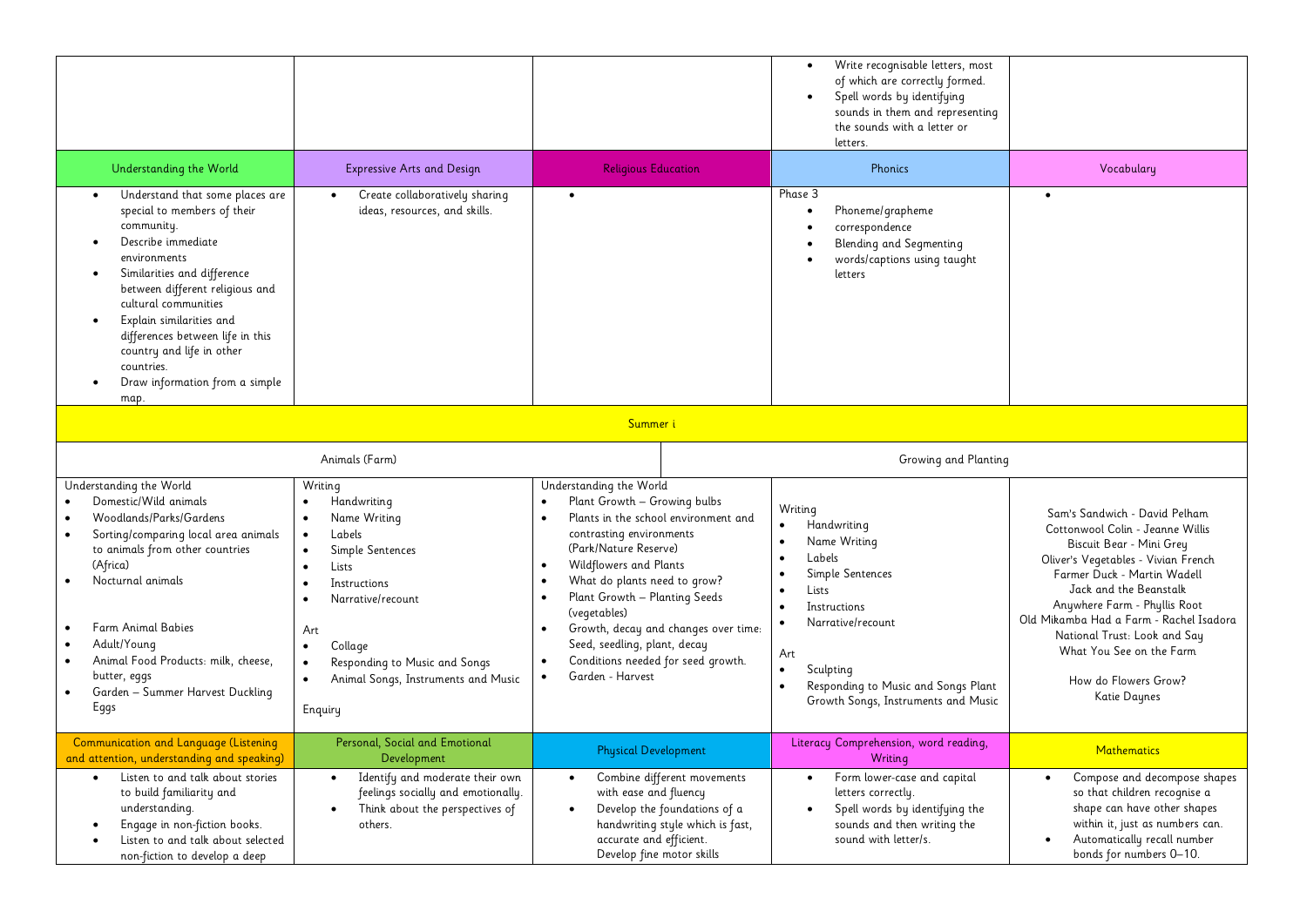| | | | | |
|---|---|---|---|---|
| | | | • Write recognisable letters, most of which are correctly formed.<br>• Spell words by identifying sounds in them and representing the sounds with a letter or letters. | |
| **Understanding the World** | **Expressive Arts and Design** | **Religious Education** | **Phonics** | **Vocabulary** |
| • Understand that some places are special to members of their community.<br>• Describe immediate environments<br>• Similarities and difference between different religious and cultural communities<br>• Explain similarities and differences between life in this country and life in other countries.<br>• Draw information from a simple map. | • Create collaboratively sharing ideas, resources, and skills. | • | Phase 3<br>• Phoneme/grapheme<br>• correspondence<br>• Blending and Segmenting<br>• words/captions using taught letters | • |

## Summer i

| Animals (Farm) | | Growing and Planting | | |
|---|---|---|---|---|
| Understanding the World<br>• Domestic/Wild animals<br>• Woodlands/Parks/Gardens<br>• Sorting/comparing local area animals to animals from other countries (Africa)<br>• Nocturnal animals<br><br>• Farm Animal Babies<br>• Adult/Young<br>• Animal Food Products: milk, cheese, butter, eggs<br>• Garden – Summer Harvest Duckling Eggs | Writing<br>• Handwriting<br>• Name Writing<br>• Labels<br>• Simple Sentences<br>• Lists<br>• Instructions<br>• Narrative/recount<br><br>Art<br>• Collage<br>• Responding to Music and Songs<br>• Animal Songs, Instruments and Music<br><br>Enquiry | Understanding the World<br>• Plant Growth – Growing bulbs<br>• Plants in the school environment and contrasting environments (Park/Nature Reserve)<br>• Wildflowers and Plants<br>• What do plants need to grow?<br>• Plant Growth – Planting Seeds (vegetables)<br>• Growth, decay and changes over time: Seed, seedling, plant, decay<br>• Conditions needed for seed growth.<br>• Garden - Harvest | Writing<br>• Handwriting<br>• Name Writing<br>• Labels<br>• Simple Sentences<br>• Lists<br>• Instructions<br>• Narrative/recount<br><br>Art<br>• Sculpting<br>• Responding to Music and Songs Plant Growth Songs, Instruments and Music | Sam's Sandwich - David Pelham<br>Cottonwool Colin - Jeanne Willis<br>Biscuit Bear - Mini Grey<br>Oliver's Vegetables - Vivian French<br>Farmer Duck - Martin Wadell<br>Jack and the Beanstalk<br>Anywhere Farm - Phyllis Root<br>Old Mikamba Had a Farm - Rachel Isadora<br>National Trust: Look and Say What You See on the Farm<br><br>How do Flowers Grow?<br>Katie Daynes |
| **Communication and Language (Listening and attention, understanding and speaking)** | **Personal, Social and Emotional Development** | **Physical Development** | **Literacy Comprehension, word reading, Writing** | **Mathematics** |
| • Listen to and talk about stories to build familiarity and understanding.<br>• Engage in non-fiction books.<br>• Listen to and talk about selected non-fiction to develop a deep | • Identify and moderate their own feelings socially and emotionally.<br>• Think about the perspectives of others. | • Combine different movements with ease and fluency<br>• Develop the foundations of a handwriting style which is fast, accurate and efficient.<br>Develop fine motor skills | • Form lower-case and capital letters correctly.<br>• Spell words by identifying the sounds and then writing the sound with letter/s. | • Compose and decompose shapes so that children recognise a shape can have other shapes within it, just as numbers can.<br>• Automatically recall number bonds for numbers 0–10. |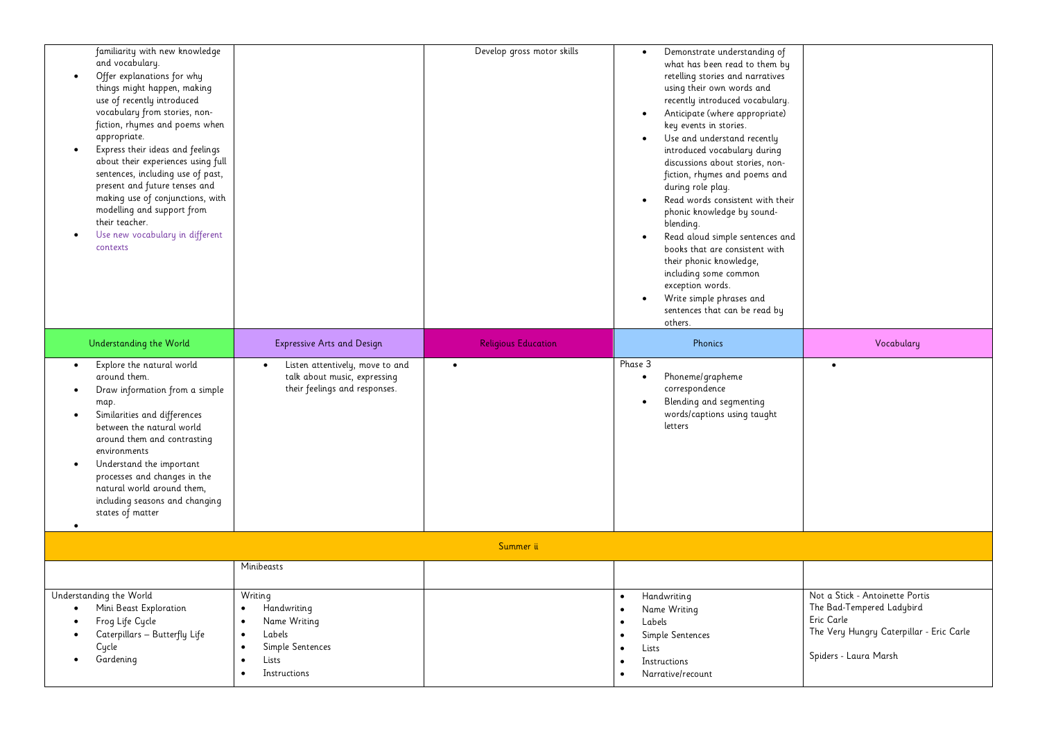| | | | | |
|---|---|---|---|---|
| familiarity with new knowledge and vocabulary.<br>• Offer explanations for why things might happen, making use of recently introduced vocabulary from stories, non-fiction, rhymes and poems when appropriate.<br>• Express their ideas and feelings about their experiences using full sentences, including use of past, present and future tenses and making use of conjunctions, with modelling and support from their teacher.<br>• Use new vocabulary in different contexts | | Develop gross motor skills | • Demonstrate understanding of what has been read to them by retelling stories and narratives using their own words and recently introduced vocabulary.<br>• Anticipate (where appropriate) key events in stories.<br>• Use and understand recently introduced vocabulary during discussions about stories, non-fiction, rhymes and poems and during role play.<br>• Read words consistent with their phonic knowledge by sound-blending.<br>• Read aloud simple sentences and books that are consistent with their phonic knowledge, including some common exception words.<br>• Write simple phrases and sentences that can be read by others. | |
| **Understanding the World** | **Expressive Arts and Design** | **Religious Education** | **Phonics** | **Vocabulary** |
| • Explore the natural world around them.<br>• Draw information from a simple map.<br>• Similarities and differences between the natural world around them and contrasting environments<br>• Understand the important processes and changes in the natural world around them, including seasons and changing states of matter<br>• | • Listen attentively, move to and talk about music, expressing their feelings and responses. | • | Phase 3<br>• Phoneme/grapheme correspondence<br>• Blending and segmenting words/captions using taught letters | • |
| **Summer ii** | | | | |
| | Minibeasts | | | |
| Understanding the World<br>• Mini Beast Exploration<br>• Frog Life Cycle<br>• Caterpillars – Butterfly Life Cycle<br>• Gardening | Writing<br>• Handwriting<br>• Name Writing<br>• Labels<br>• Simple Sentences<br>• Lists<br>• Instructions | | • Handwriting<br>• Name Writing<br>• Labels<br>• Simple Sentences<br>• Lists<br>• Instructions<br>• Narrative/recount | Not a Stick - Antoinette Portis<br>The Bad-Tempered Ladybird<br>Eric Carle<br>The Very Hungry Caterpillar - Eric Carle<br><br>Spiders - Laura Marsh |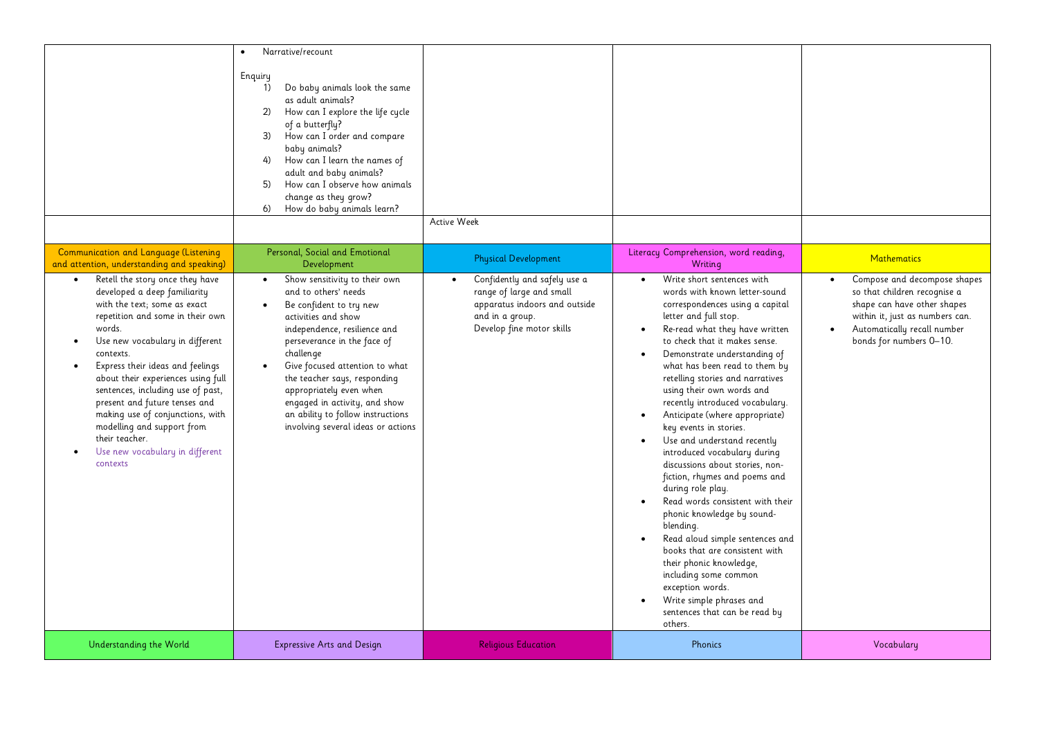| | | | | |
|---|---|---|---|---|
| | • Narrative/recount<br><br>Enquiry<br>1) Do baby animals look the same as adult animals?<br>2) How can I explore the life cycle of a butterfly?<br>3) How can I order and compare baby animals?<br>4) How can I learn the names of adult and baby animals?<br>5) How can I observe how animals change as they grow?<br>6) How do baby animals learn? | | | |
| | | Active Week | | |
| Communication and Language (Listening and attention, understanding and speaking) | Personal, Social and Emotional Development | Physical Development | Literacy Comprehension, word reading, Writing | Mathematics |
| • Retell the story once they have developed a deep familiarity with the text; some as exact repetition and some in their own words.<br>• Use new vocabulary in different contexts.<br>• Express their ideas and feelings about their experiences using full sentences, including use of past, present and future tenses and making use of conjunctions, with modelling and support from their teacher.<br>• Use new vocabulary in different contexts | • Show sensitivity to their own and to others' needs<br>• Be confident to try new activities and show independence, resilience and perseverance in the face of challenge<br>• Give focused attention to what the teacher says, responding appropriately even when engaged in activity, and show an ability to follow instructions involving several ideas or actions | • Confidently and safely use a range of large and small apparatus indoors and outside and in a group.<br>Develop fine motor skills | • Write short sentences with words with known letter-sound correspondences using a capital letter and full stop.<br>• Re-read what they have written to check that it makes sense.<br>• Demonstrate understanding of what has been read to them by retelling stories and narratives using their own words and recently introduced vocabulary.<br>• Anticipate (where appropriate) key events in stories.<br>• Use and understand recently introduced vocabulary during discussions about stories, non-fiction, rhymes and poems and during role play.<br>• Read words consistent with their phonic knowledge by sound-blending.<br>• Read aloud simple sentences and books that are consistent with their phonic knowledge, including some common exception words.<br>• Write simple phrases and sentences that can be read by others. | • Compose and decompose shapes so that children recognise a shape can have other shapes within it, just as numbers can.<br>• Automatically recall number bonds for numbers 0–10. |
| Understanding the World | Expressive Arts and Design | Religious Education | Phonics | Vocabulary |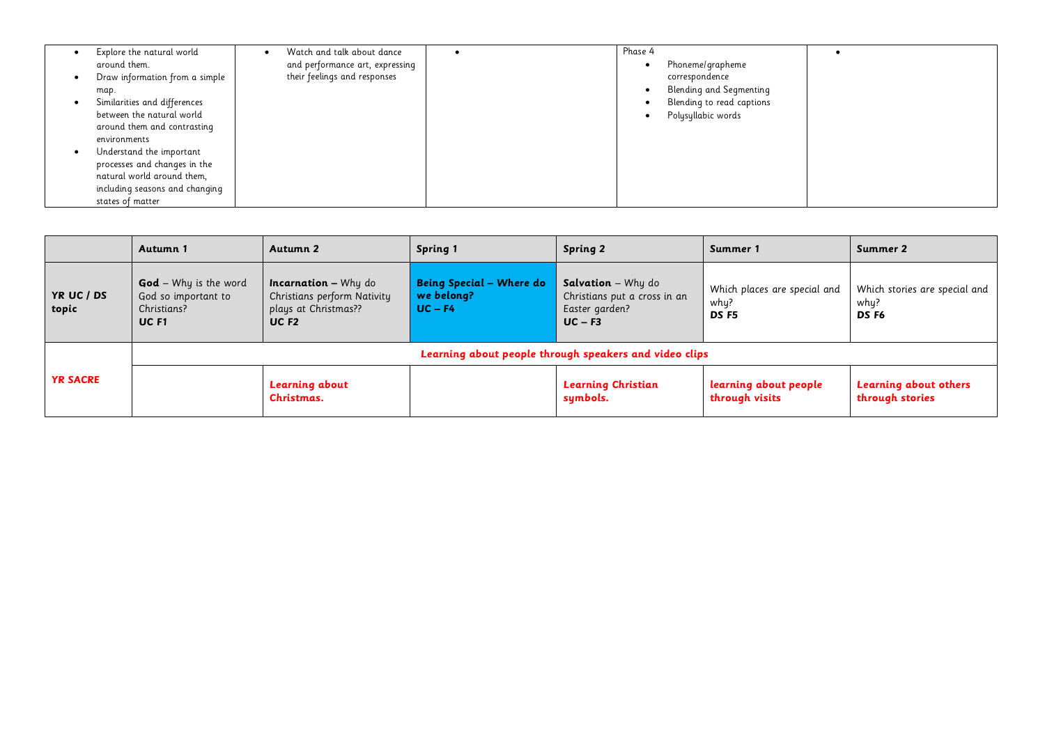| | | | | |
|---|---|---|---|---|
| • Explore the natural world around them.<br>• Draw information from a simple map.<br>• Similarities and differences between the natural world around them and contrasting environments<br>• Understand the important processes and changes in the natural world around them, including seasons and changing states of matter | • Watch and talk about dance and performance art, expressing their feelings and responses | • | Phase 4<br>• Phoneme/grapheme correspondence<br>• Blending and Segmenting<br>• Blending to read captions<br>• Polysyllabic words | • |

| | Autumn 1 | Autumn 2 | Spring 1 | Spring 2 | Summer 1 | Summer 2 |
|---|---|---|---|---|---|---|
| **YR UC / DS topic** | **God** – Why is the word God so important to Christians? **UC F1** | **Incarnation –** Why do Christians perform Nativity plays at Christmas?? **UC F2** | **Being Special – Where do we belong? UC – F4** | **Salvation** – Why do Christians put a cross in an Easter garden? **UC – F3** | Which places are special and why? **DS F5** | Which stories are special and why? **DS F6** |
| **YR SACRE** | **Learning about people through speakers and video clips** | | | | | |
| | | **Learning about Christmas.** | | **Learning Christian symbols.** | **learning about people through visits** | **Learning about others through stories** |